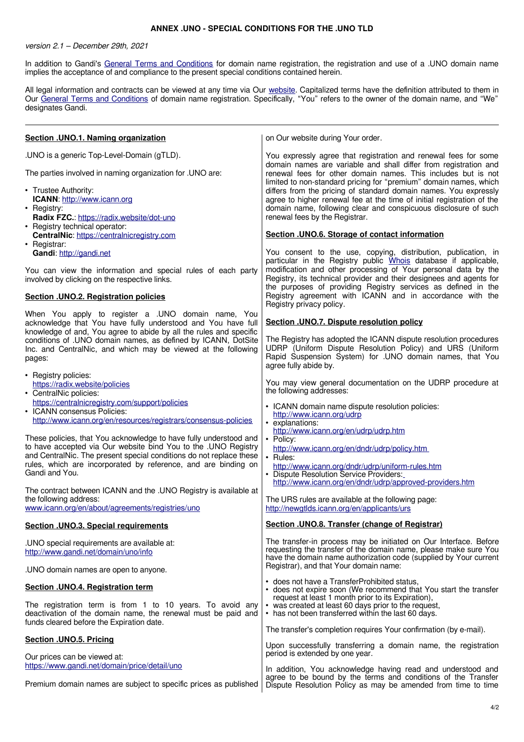# ANNEX .UNO - SPECIAL CONDITIONS FOR THE .UNO TLD

*version 2.1 – December 29th, 2021*

In addition to Gandi's [General Terms and Conditions] for domain name registration, the registration and use of a .UNO domain name implies the acceptance of and compliance to the present special conditions contained herein.

All legal information and contracts can be viewed at any time via Our [website]. Capitalized terms have the definition attributed to them in Our [General Terms and Conditions] of domain name registration. Specifically, "You" refers to the owner of the domain name, and "We" designates Gandi.

---

## Section .UNO.1. Naming organization

.UNO is a generic Top-Level-Domain (gTLD).

The parties involved in naming organization for .UNO are:

- Trustee Authority:
  **ICANN**: http://www.icann.org
- Registry:
  **Radix FZC.**: https://radix.website/dot-uno
- Registry technical operator:
  **CentralNic**: https://centralnicregistry.com
- Registrar:
  **Gandi**: http://gandi.net

You can view the information and special rules of each party involved by clicking on the respective links.

## Section .UNO.2. Registration policies

When You apply to register a .UNO domain name, You acknowledge that You have fully understood and You have full knowledge of and, You agree to abide by all the rules and specific conditions of .UNO domain names, as defined by ICANN, DotSite Inc. and CentralNic, and which may be viewed at the following pages:

- Registry policies:
  https://radix.website/policies
- CentralNic policies:
  https://centralnicregistry.com/support/policies
- ICANN consensus Policies:
  http://www.icann.org/en/resources/registrars/consensus-policies

These policies, that You acknowledge to have fully understood and to have accepted via Our website bind You to the .UNO Registry and CentralNic. The present special conditions do not replace these rules, which are incorporated by reference, and are binding on Gandi and You.

The contract between ICANN and the .UNO Registry is available at the following address:
www.icann.org/en/about/agreements/registries/uno

## Section .UNO.3. Special requirements

.UNO special requirements are available at:
http://www.gandi.net/domain/uno/info

.UNO domain names are open to anyone.

## Section .UNO.4. Registration term

The registration term is from 1 to 10 years. To avoid any deactivation of the domain name, the renewal must be paid and funds cleared before the Expiration date.

## Section .UNO.5. Pricing

Our prices can be viewed at:
https://www.gandi.net/domain/price/detail/uno

Premium domain names are subject to specific prices as published on Our website during Your order.

You expressly agree that registration and renewal fees for some domain names are variable and shall differ from registration and renewal fees for other domain names. This includes but is not limited to non-standard pricing for "premium" domain names, which differs from the pricing of standard domain names. You expressly agree to higher renewal fee at the time of initial registration of the domain name, following clear and conspicuous disclosure of such renewal fees by the Registrar.

## Section .UNO.6. Storage of contact information

You consent to the use, copying, distribution, publication, in particular in the Registry public [Whois] database if applicable, modification and other processing of Your personal data by the Registry, its technical provider and their designees and agents for the purposes of providing Registry services as defined in the Registry agreement with ICANN and in accordance with the Registry privacy policy.

## Section .UNO.7. Dispute resolution policy

The Registry has adopted the ICANN dispute resolution procedures UDRP (Uniform Dispute Resolution Policy) and URS (Uniform Rapid Suspension System) for .UNO domain names, that You agree fully abide by.

You may view general documentation on the UDRP procedure at the following addresses:

- ICANN domain name dispute resolution policies:
  http://www.icann.org/udrp
- explanations:
  http://www.icann.org/en/udrp/udrp.htm
- Policy:
  http://www.icann.org/en/dndr/udrp/policy.htm
- Rules:
  http://www.icann.org/dndr/udrp/uniform-rules.htm
- Dispute Resolution Service Providers:
  http://www.icann.org/en/dndr/udrp/approved-providers.htm

The URS rules are available at the following page:
http://newgtlds.icann.org/en/applicants/urs

## Section .UNO.8. Transfer (change of Registrar)

The transfer-in process may be initiated on Our Interface. Before requesting the transfer of the domain name, please make sure You have the domain name authorization code (supplied by Your current Registrar), and that Your domain name:

- does not have a TransferProhibited status,
- does not expire soon (We recommend that You start the transfer request at least 1 month prior to its Expiration),
- was created at least 60 days prior to the request,
- has not been transferred within the last 60 days.

The transfer's completion requires Your confirmation (by e-mail).

Upon successfully transferring a domain name, the registration period is extended by one year.

In addition, You acknowledge having read and understood and agree to be bound by the terms and conditions of the Transfer Dispute Resolution Policy as may be amended from time to time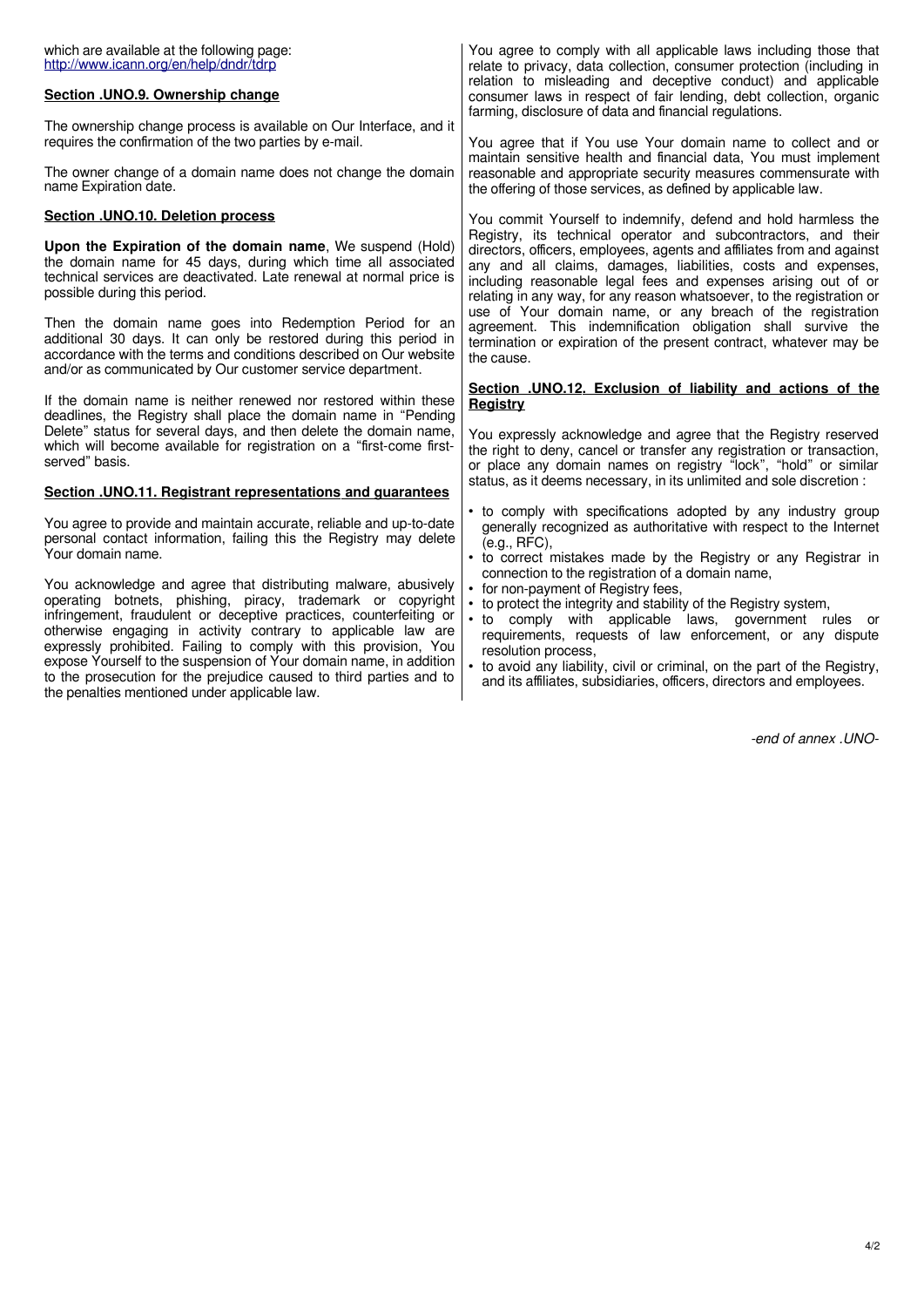which are available at the following page: http://www.icann.org/en/help/dndr/tdrp

### Section .UNO.9. Ownership change

The ownership change process is available on Our Interface, and it requires the confirmation of the two parties by e-mail.

The owner change of a domain name does not change the domain name Expiration date.

### Section .UNO.10. Deletion process

**Upon the Expiration of the domain name**, We suspend (Hold) the domain name for 45 days, during which time all associated technical services are deactivated. Late renewal at normal price is possible during this period.

Then the domain name goes into Redemption Period for an additional 30 days. It can only be restored during this period in accordance with the terms and conditions described on Our website and/or as communicated by Our customer service department.

If the domain name is neither renewed nor restored within these deadlines, the Registry shall place the domain name in "Pending Delete" status for several days, and then delete the domain name, which will become available for registration on a "first-come first-served" basis.

### Section .UNO.11. Registrant representations and guarantees

You agree to provide and maintain accurate, reliable and up-to-date personal contact information, failing this the Registry may delete Your domain name.

You acknowledge and agree that distributing malware, abusively operating botnets, phishing, piracy, trademark or copyright infringement, fraudulent or deceptive practices, counterfeiting or otherwise engaging in activity contrary to applicable law are expressly prohibited. Failing to comply with this provision, You expose Yourself to the suspension of Your domain name, in addition to the prosecution for the prejudice caused to third parties and to the penalties mentioned under applicable law.

You agree to comply with all applicable laws including those that relate to privacy, data collection, consumer protection (including in relation to misleading and deceptive conduct) and applicable consumer laws in respect of fair lending, debt collection, organic farming, disclosure of data and financial regulations.

You agree that if You use Your domain name to collect and or maintain sensitive health and financial data, You must implement reasonable and appropriate security measures commensurate with the offering of those services, as defined by applicable law.

You commit Yourself to indemnify, defend and hold harmless the Registry, its technical operator and subcontractors, and their directors, officers, employees, agents and affiliates from and against any and all claims, damages, liabilities, costs and expenses, including reasonable legal fees and expenses arising out of or relating in any way, for any reason whatsoever, to the registration or use of Your domain name, or any breach of the registration agreement. This indemnification obligation shall survive the termination or expiration of the present contract, whatever may be the cause.

### Section .UNO.12. Exclusion of liability and actions of the Registry

You expressly acknowledge and agree that the Registry reserved the right to deny, cancel or transfer any registration or transaction, or place any domain names on registry "lock", "hold" or similar status, as it deems necessary, in its unlimited and sole discretion :

- to comply with specifications adopted by any industry group generally recognized as authoritative with respect to the Internet (e.g., RFC),
- to correct mistakes made by the Registry or any Registrar in connection to the registration of a domain name,
- for non-payment of Registry fees,
- to protect the integrity and stability of the Registry system,
- to comply with applicable laws, government rules or requirements, requests of law enforcement, or any dispute resolution process,
- to avoid any liability, civil or criminal, on the part of the Registry, and its affiliates, subsidiaries, officers, directors and employees.

*-end of annex .UNO-*